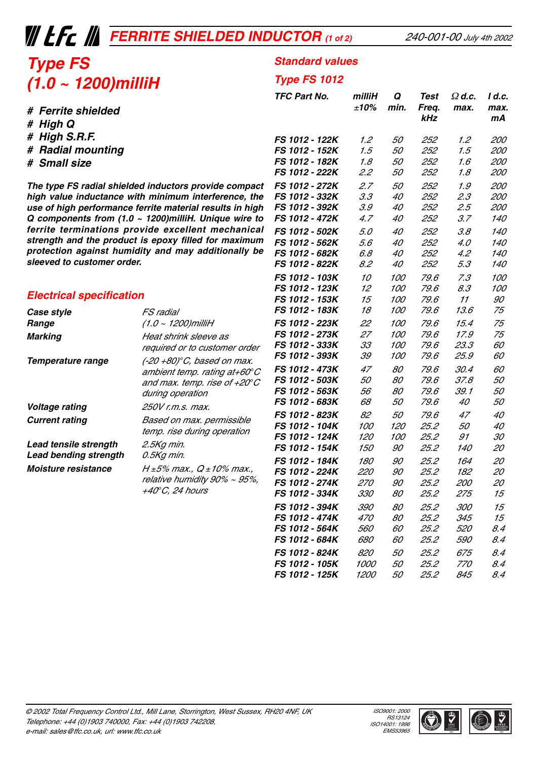# FERRITE SHIELDED INDUCTOR

240-001-00 July 4th 2002

## Type FS (1.0 ~ 1200)milliH

- # Ferrite shielded
- # High Q
- # High S.R.F.
- # Radial mounting
- # Small size

**The type FS radial shielded inductors provide compact high value inductance with minimum interference, the use of high performance ferrite material results in high Q components from (1.0 ~ 1200)milliH. Unique wire to ferrite terminations provide excellent mechanical strength and the product is epoxy filled for maximum protection against humidity and may additionally be sleeved to customer order.**

## Electrical specification

| | |
|---|---|
| **Case style** | FS radial |
| **Range** | (1.0 ~ 1200)milliH |
| **Marking** | Heat shrink sleeve as required or to customer order |
| **Temperature range** | (-20 +80)°C, based on max. ambient temp. rating at+60°C and max. temp. rise of +20°C during operation |
| **Voltage rating** | 250V r.m.s. max. |
| **Current rating** | Based on max. permissible temp. rise during operation |
| **Lead tensile strength** | 2.5Kg min. |
| **Lead bending strength** | 0.5Kg min. |
| **Moisture resistance** | H ±5% max., Q ±10% max., relative humidity 90% ~ 95%, +40°C, 24 hours |

## Standard values

### Type FS 1012

| TFC Part No. | milliH ±10% | Q min. | Test Freq. kHz | Ω d.c. max. | I d.c. max. mA |
|---|---|---|---|---|---|
| FS 1012 - 122K | 1.2 | 50 | 252 | 1.2 | 200 |
| FS 1012 - 152K | 1.5 | 50 | 252 | 1.5 | 200 |
| FS 1012 - 182K | 1.8 | 50 | 252 | 1.6 | 200 |
| FS 1012 - 222K | 2.2 | 50 | 252 | 1.8 | 200 |
| FS 1012 - 272K | 2.7 | 50 | 252 | 1.9 | 200 |
| FS 1012 - 332K | 3.3 | 40 | 252 | 2.3 | 200 |
| FS 1012 - 392K | 3.9 | 40 | 252 | 2.5 | 200 |
| FS 1012 - 472K | 4.7 | 40 | 252 | 3.7 | 140 |
| FS 1012 - 502K | 5.0 | 40 | 252 | 3.8 | 140 |
| FS 1012 - 562K | 5.6 | 40 | 252 | 4.0 | 140 |
| FS 1012 - 682K | 6.8 | 40 | 252 | 4.2 | 140 |
| FS 1012 - 822K | 8.2 | 40 | 252 | 5.3 | 140 |
| FS 1012 - 103K | 10 | 100 | 79.6 | 7.3 | 100 |
| FS 1012 - 123K | 12 | 100 | 79.6 | 8.3 | 100 |
| FS 1012 - 153K | 15 | 100 | 79.6 | 11 | 90 |
| FS 1012 - 183K | 18 | 100 | 79.6 | 13.6 | 75 |
| FS 1012 - 223K | 22 | 100 | 79.6 | 15.4 | 75 |
| FS 1012 - 273K | 27 | 100 | 79.6 | 17.9 | 75 |
| FS 1012 - 333K | 33 | 100 | 79.6 | 23.3 | 60 |
| FS 1012 - 393K | 39 | 100 | 79.6 | 25.9 | 60 |
| FS 1012 - 473K | 47 | 80 | 79.6 | 30.4 | 60 |
| FS 1012 - 503K | 50 | 80 | 79.6 | 37.8 | 50 |
| FS 1012 - 563K | 56 | 80 | 79.6 | 39.1 | 50 |
| FS 1012 - 683K | 68 | 50 | 79.6 | 40 | 50 |
| FS 1012 - 823K | 82 | 50 | 79.6 | 47 | 40 |
| FS 1012 - 104K | 100 | 120 | 25.2 | 50 | 40 |
| FS 1012 - 124K | 120 | 100 | 25.2 | 91 | 30 |
| FS 1012 - 154K | 150 | 90 | 25.2 | 140 | 20 |
| FS 1012 - 184K | 180 | 90 | 25.2 | 164 | 20 |
| FS 1012 - 224K | 220 | 90 | 25.2 | 182 | 20 |
| FS 1012 - 274K | 270 | 90 | 25.2 | 200 | 20 |
| FS 1012 - 334K | 330 | 80 | 25.2 | 275 | 15 |
| FS 1012 - 394K | 390 | 80 | 25.2 | 300 | 15 |
| FS 1012 - 474K | 470 | 80 | 25.2 | 345 | 15 |
| FS 1012 - 564K | 560 | 60 | 25.2 | 520 | 8.4 |
| FS 1012 - 684K | 680 | 60 | 25.2 | 590 | 8.4 |
| FS 1012 - 824K | 820 | 50 | 25.2 | 675 | 8.4 |
| FS 1012 - 105K | 1000 | 50 | 25.2 | 770 | 8.4 |
| FS 1012 - 125K | 1200 | 50 | 25.2 | 845 | 8.4 |

© 2002 Total Frequency Control Ltd., Mill Lane, Storrington, West Sussex, RH20 4NF, UK
Telephone: +44 (0)1903 740000, Fax: +44 (0)1903 742208,
e-mail: sales@tfc.co.uk, url: www.tfc.co.uk

ISO9001: 2000 RS13124
ISO14001: 1996 EMS53965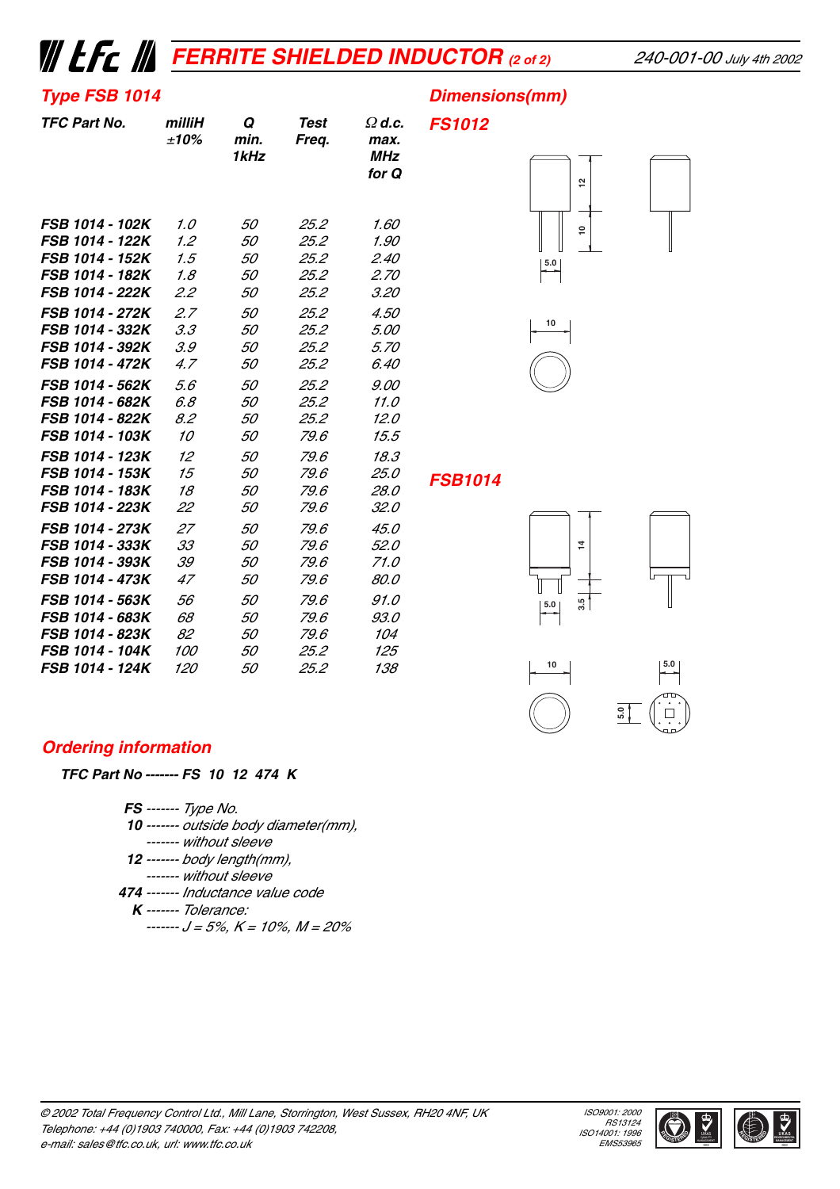# FERRITE SHIELDED INDUCTOR (2 of 2)

240-001-00 July 4th 2002

## Type FSB 1014

| TFC Part No. | milliH ±10% | Q min. 1kHz | Test Freq. | Ω d.c. max. MHz for Q |
|---|---|---|---|---|
| FSB 1014 - 102K | 1.0 | 50 | 25.2 | 1.60 |
| FSB 1014 - 122K | 1.2 | 50 | 25.2 | 1.90 |
| FSB 1014 - 152K | 1.5 | 50 | 25.2 | 2.40 |
| FSB 1014 - 182K | 1.8 | 50 | 25.2 | 2.70 |
| FSB 1014 - 222K | 2.2 | 50 | 25.2 | 3.20 |
| FSB 1014 - 272K | 2.7 | 50 | 25.2 | 4.50 |
| FSB 1014 - 332K | 3.3 | 50 | 25.2 | 5.00 |
| FSB 1014 - 392K | 3.9 | 50 | 25.2 | 5.70 |
| FSB 1014 - 472K | 4.7 | 50 | 25.2 | 6.40 |
| FSB 1014 - 562K | 5.6 | 50 | 25.2 | 9.00 |
| FSB 1014 - 682K | 6.8 | 50 | 25.2 | 11.0 |
| FSB 1014 - 822K | 8.2 | 50 | 25.2 | 12.0 |
| FSB 1014 - 103K | 10 | 50 | 79.6 | 15.5 |
| FSB 1014 - 123K | 12 | 50 | 79.6 | 18.3 |
| FSB 1014 - 153K | 15 | 50 | 79.6 | 25.0 |
| FSB 1014 - 183K | 18 | 50 | 79.6 | 28.0 |
| FSB 1014 - 223K | 22 | 50 | 79.6 | 32.0 |
| FSB 1014 - 273K | 27 | 50 | 79.6 | 45.0 |
| FSB 1014 - 333K | 33 | 50 | 79.6 | 52.0 |
| FSB 1014 - 393K | 39 | 50 | 79.6 | 71.0 |
| FSB 1014 - 473K | 47 | 50 | 79.6 | 80.0 |
| FSB 1014 - 563K | 56 | 50 | 79.6 | 91.0 |
| FSB 1014 - 683K | 68 | 50 | 79.6 | 93.0 |
| FSB 1014 - 823K | 82 | 50 | 79.6 | 104 |
| FSB 1014 - 104K | 100 | 50 | 25.2 | 125 |
| FSB 1014 - 124K | 120 | 50 | 25.2 | 138 |

## Dimensions(mm)

### FS1012

12
10
5.0
10

### FSB1014

14
3.5
5.0
10
5.0
5.0

## Ordering information

**TFC Part No ------- FS 10 12 474 K**

- **FS** ------- Type No.
- **10** ------- outside body diameter(mm), ------- without sleeve
- **12** ------- body length(mm), ------- without sleeve
- **474** ------- Inductance value code
- **K** ------- Tolerance: ------- J = 5%, K = 10%, M = 20%

© 2002 Total Frequency Control Ltd., Mill Lane, Storrington, West Sussex, RH20 4NF, UK
Telephone: +44 (0)1903 740000, Fax: +44 (0)1903 742208,
e-mail: sales@tfc.co.uk, url: www.tfc.co.uk

ISO9001: 2000
RS13124
ISO14001: 1996
EMS53965